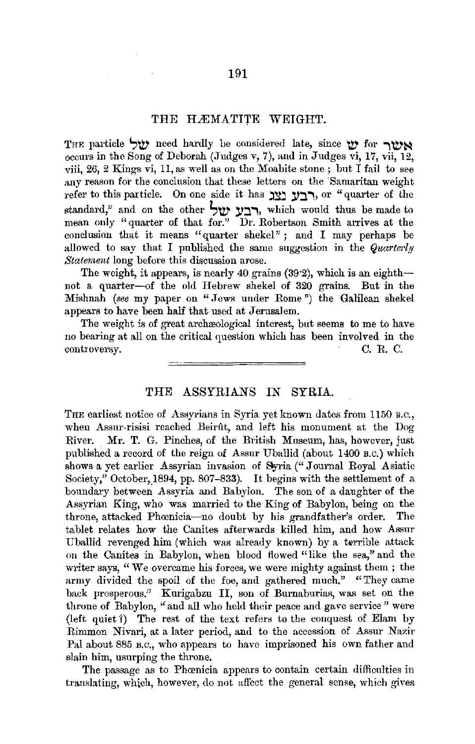## THE HÆMATITE WEIGHT.

THE particle של need hardly be considered late, since ש for אשר occurs in the Song of Deborah (Judges v, 7), and in Judges vi, 17, vii, 12, viii, 26, 2 Kings vi, 11, as well as on the Moabite stone; but I fail to see any reason for the conclusion that these letters on the Samaritan weight refer to this particle. On one side it has רבע נצג, or "quarter of the standard," and on the other רבע של, which would thus be made to mean only "quarter of that for." Dr. Robertson Smith arrives at the conclusion that it means "quarter shekel"; and I may perhaps be allowed to say that I published the same suggestion in the *Quarterly Statement* long before this discussion arose.

The weight, it appears, is nearly 40 grains (39·2), which is an eighth—not a quarter—of the old Hebrew shekel of 320 grains. But in the Mishnah (*see* my paper on "Jews under Rome") the Galilean shekel appears to have been half that used at Jerusalem.

The weight is of great archæological interest, but seems to me to have no bearing at all on the critical question which has been involved in the controversy.

C. R. C.

## THE ASSYRIANS IN SYRIA.

THE earliest notice of Assyrians in Syria yet known dates from 1150 B.C., when Assur-risisi reached Beirût, and left his monument at the Dog River. Mr. T. G. Pinches, of the British Museum, has, however, just published a record of the reign of Assur Uballid (about 1400 B.C.) which shows a yet earlier Assyrian invasion of Syria ("Journal Royal Asiatic Society," October, 1894, pp. 807–833). It begins with the settlement of a boundary between Assyria and Babylon. The son of a daughter of the Assyrian King, who was married to the King of Babylon, being on the throne, attacked Phœnicia—no doubt by his grandfather's order. The tablet relates how the Canites afterwards killed him, and how Assur Uballid revenged him (which was already known) by a terrible attack on the Canites in Babylon, when blood flowed "like the sea," and the writer says, "We overcame his forces, we were mighty against them; the army divided the spoil of the foe, and gathered much." "They came back prosperous." Kurigabzu II, son of Burnaburias, was set on the throne of Babylon, "and all who held their peace and gave service" were (left quiet?) The rest of the text refers to the conquest of Elam by Rimmon Nivari, at a later period, and to the accession of Assur Nazir Pal about 885 B.C., who appears to have imprisoned his own father and slain him, usurping the throne.

The passage as to Phœnicia appears to contain certain difficulties in translating, which, however, do not affect the general sense, which gives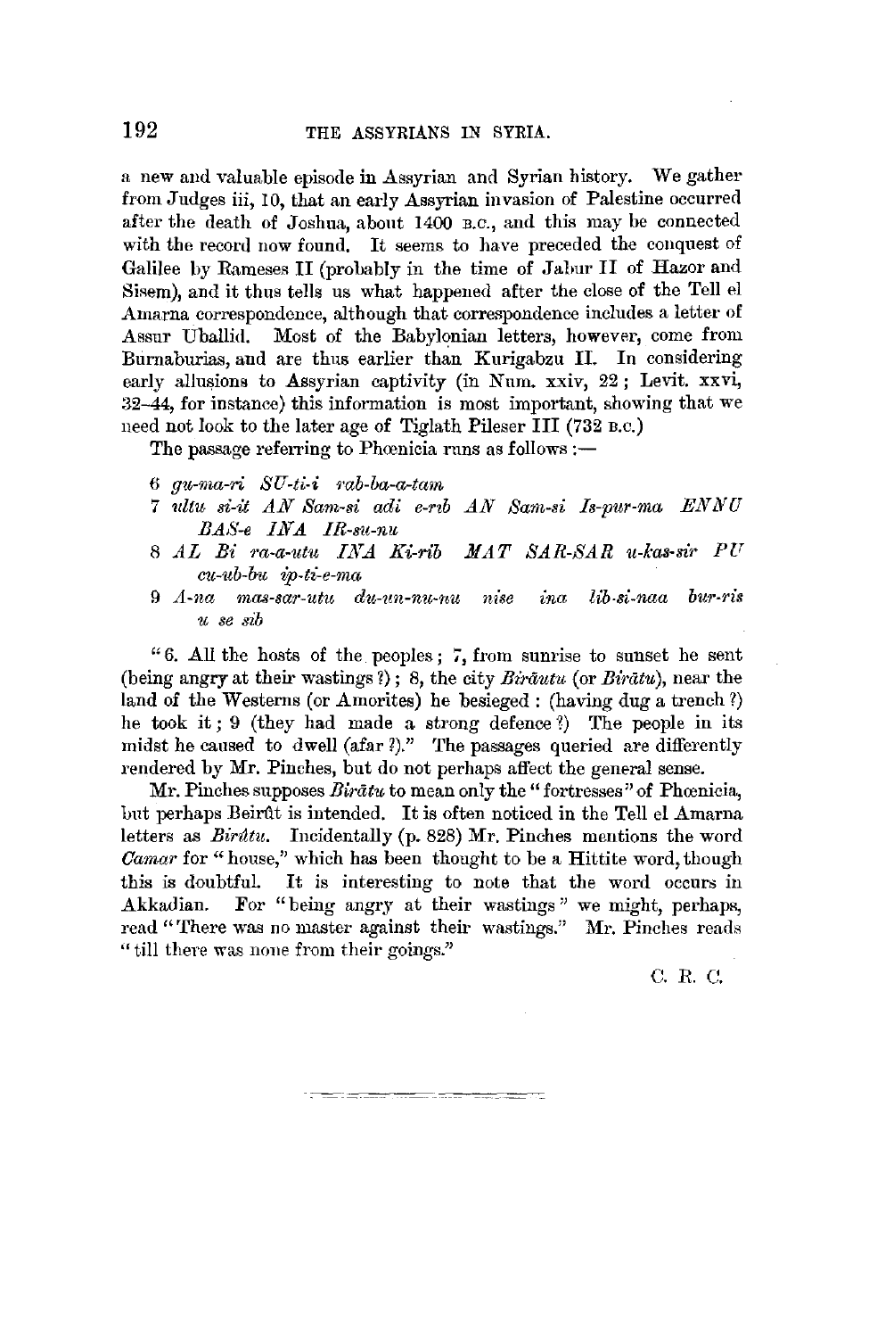a new and valuable episode in Assyrian and Syrian history. We gather from Judges iii, 10, that an early Assyrian invasion of Palestine occurred after the death of Joshua, about 1400 B.C., and this may be connected with the record now found. It seems to have preceded the conquest of Galilee by Rameses II (probably in the time of Jabur II of Hazor and Sisem), and it thus tells us what happened after the close of the Tell el Amarna correspondence, although that correspondence includes a letter of Assur Uballid. Most of the Babylonian letters, however, come from Burnaburias, and are thus earlier than Kurigabzu II. In considering early allusions to Assyrian captivity (in Num. xxiv, 22; Levit. xxvi, 32–44, for instance) this information is most important, showing that we need not look to the later age of Tiglath Pileser III (732 B.C.)

The passage referring to Phœnicia runs as follows:—

6 *gu-ma-ri SU-ti-i rab-ba-a-tam*

7 *ultu si-it AN Sam-si adi e-rib AN Sam-si Is-pur-ma ENNU BAS-e INA IR-su-nu*

8 *AL Bi ra-a-utu INA Ki-rib MAT SAR-SAR u-kas-sir PU cu-ub-bu ip-ti-e-ma*

9 *A-na mas-sar-utu du-un-nu-nu nise ina lib-si-naa bur-ris u se sib*

"6. All the hosts of the peoples; 7, from sunrise to sunset he sent (being angry at their wastings?); 8, the city *Birâutu* (or *Birâtu*), near the land of the Westerns (or Amorites) he besieged: (having dug a trench?) he took it; 9 (they had made a strong defence?) The people in its midst he caused to dwell (afar?)." The passages queried are differently rendered by Mr. Pinches, but do not perhaps affect the general sense.

Mr. Pinches supposes *Birâtu* to mean only the "fortresses" of Phœnicia, but perhaps Beirût is intended. It is often noticed in the Tell el Amarna letters as *Birûtu*. Incidentally (p. 828) Mr. Pinches mentions the word *Camar* for "house," which has been thought to be a Hittite word, though this is doubtful. It is interesting to note that the word occurs in Akkadian. For "being angry at their wastings" we might, perhaps, read "There was no master against their wastings." Mr. Pinches reads "till there was none from their goings."

C. R. C.